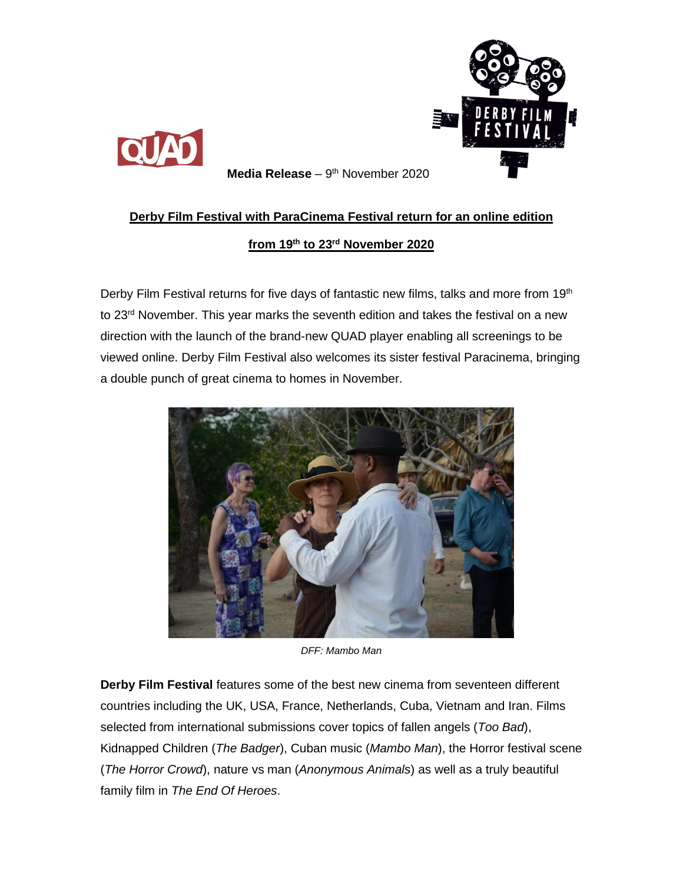**Media Release** – 9th November 2020

**Derby Film Festival with ParaCinema Festival return for an online edition from 19th to 23rd November 2020**

Derby Film Festival returns for five days of fantastic new films, talks and more from 19th to 23rd November. This year marks the seventh edition and takes the festival on a new direction with the launch of the brand-new QUAD player enabling all screenings to be viewed online. Derby Film Festival also welcomes its sister festival Paracinema, bringing a double punch of great cinema to homes in November.

*DFF: Mambo Man*

**Derby Film Festival** features some of the best new cinema from seventeen different countries including the UK, USA, France, Netherlands, Cuba, Vietnam and Iran. Films selected from international submissions cover topics of fallen angels (*Too Bad*), Kidnapped Children (*The Badger*), Cuban music (*Mambo Man*), the Horror festival scene (*The Horror Crowd*), nature vs man (*Anonymous Animals*) as well as a truly beautiful family film in *The End Of Heroes*.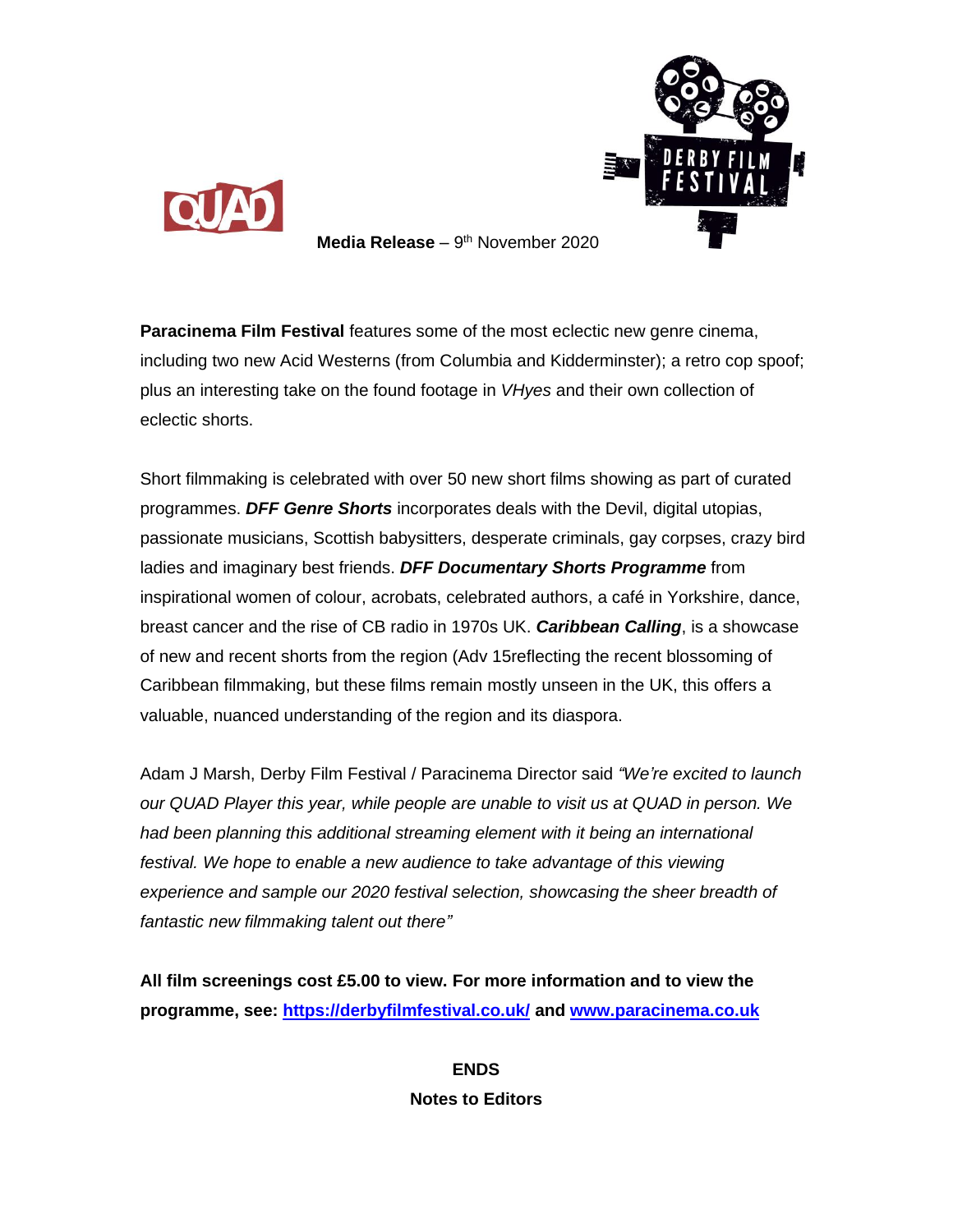**Media Release** – 9th November 2020

**Paracinema Film Festival** features some of the most eclectic new genre cinema, including two new Acid Westerns (from Columbia and Kidderminster); a retro cop spoof; plus an interesting take on the found footage in *VHyes* and their own collection of eclectic shorts.

Short filmmaking is celebrated with over 50 new short films showing as part of curated programmes. ***DFF Genre Shorts*** incorporates deals with the Devil, digital utopias, passionate musicians, Scottish babysitters, desperate criminals, gay corpses, crazy bird ladies and imaginary best friends. ***DFF Documentary Shorts Programme*** from inspirational women of colour, acrobats, celebrated authors, a café in Yorkshire, dance, breast cancer and the rise of CB radio in 1970s UK. ***Caribbean Calling***, is a showcase of new and recent shorts from the region (Adv 15reflecting the recent blossoming of Caribbean filmmaking, but these films remain mostly unseen in the UK, this offers a valuable, nuanced understanding of the region and its diaspora.

Adam J Marsh, Derby Film Festival / Paracinema Director said *"We're excited to launch our QUAD Player this year, while people are unable to visit us at QUAD in person. We had been planning this additional streaming element with it being an international festival. We hope to enable a new audience to take advantage of this viewing experience and sample our 2020 festival selection, showcasing the sheer breadth of fantastic new filmmaking talent out there"*

**All film screenings cost £5.00 to view. For more information and to view the programme, see: [https://derbyfilmfestival.co.uk/](https://derbyfilmfestival.co.uk/) and [www.paracinema.co.uk](www.paracinema.co.uk)**

**ENDS**

**Notes to Editors**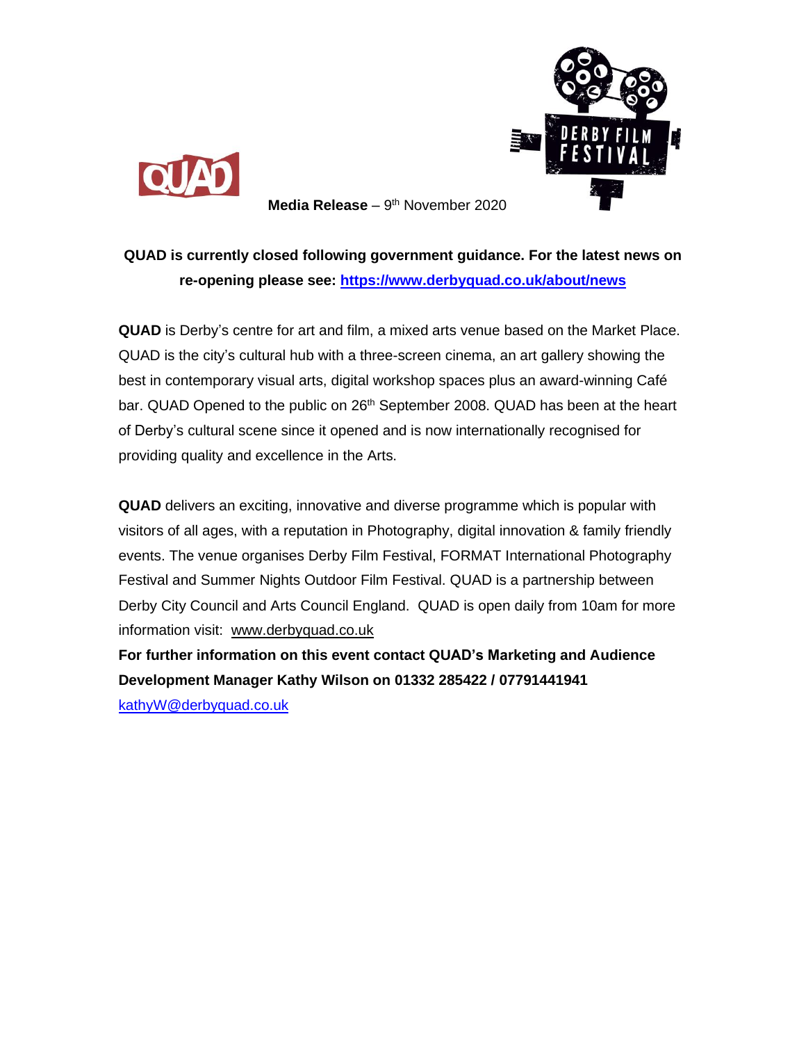**Media Release** – 9th November 2020

**QUAD is currently closed following government guidance. For the latest news on re-opening please see: https://www.derbyquad.co.uk/about/news**

**QUAD** is Derby's centre for art and film, a mixed arts venue based on the Market Place. QUAD is the city's cultural hub with a three-screen cinema, an art gallery showing the best in contemporary visual arts, digital workshop spaces plus an award-winning Café bar. QUAD Opened to the public on 26th September 2008. QUAD has been at the heart of Derby's cultural scene since it opened and is now internationally recognised for providing quality and excellence in the Arts.

**QUAD** delivers an exciting, innovative and diverse programme which is popular with visitors of all ages, with a reputation in Photography, digital innovation & family friendly events. The venue organises Derby Film Festival, FORMAT International Photography Festival and Summer Nights Outdoor Film Festival. QUAD is a partnership between Derby City Council and Arts Council England. QUAD is open daily from 10am for more information visit: www.derbyquad.co.uk

**For further information on this event contact QUAD's Marketing and Audience Development Manager Kathy Wilson on 01332 285422 / 07791441941**

kathyW@derbyquad.co.uk